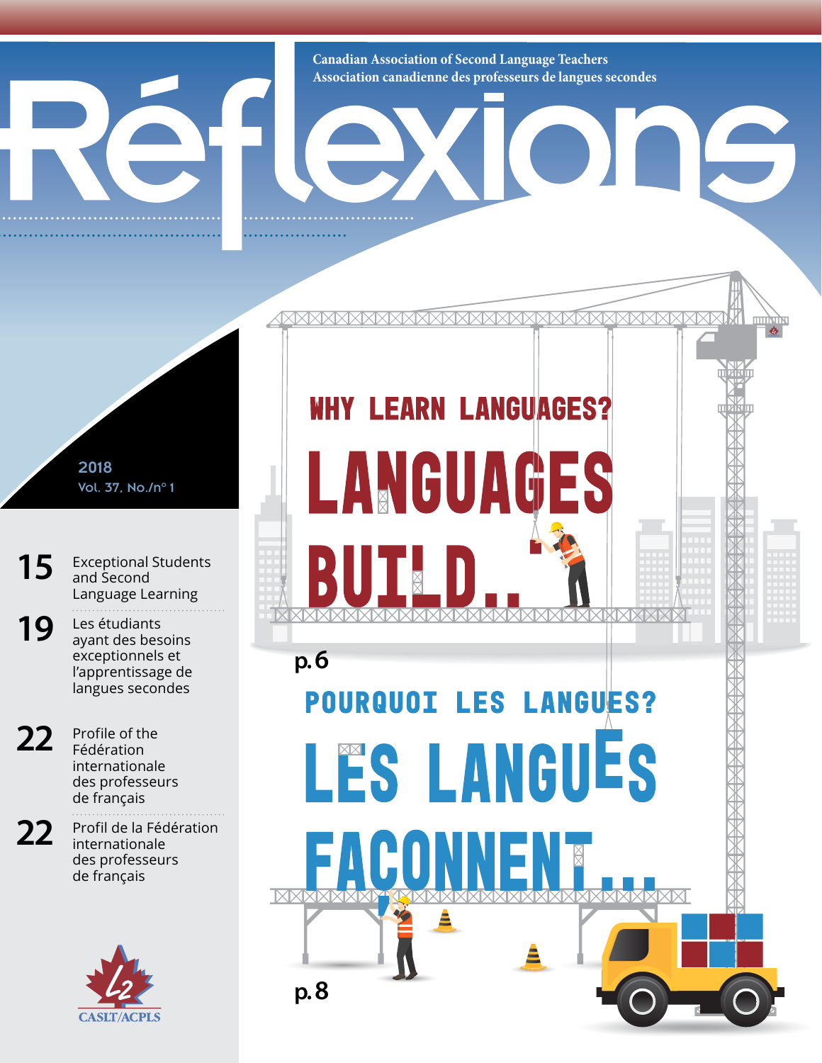Canadian Association of Second Language Teachers
Association canadienne des professeurs de langues secondes

# Réflexions

2018
Vol. 37, No./n° 1

**15** Exceptional Students and Second Language Learning

**19** Les étudiants ayant des besoins exceptionnels et l'apprentissage de langues secondes

**22** Profile of the Fédération internationale des professeurs de français

**22** Profil de la Fédération internationale des professeurs de français

## WHY LEARN LANGUAGES?

# LANGUAGES BUILD..

p. 6

## POURQUOI LES LANGUES?

# LES LANGUES FACONNENT...

p. 8

CASLT/ACPLS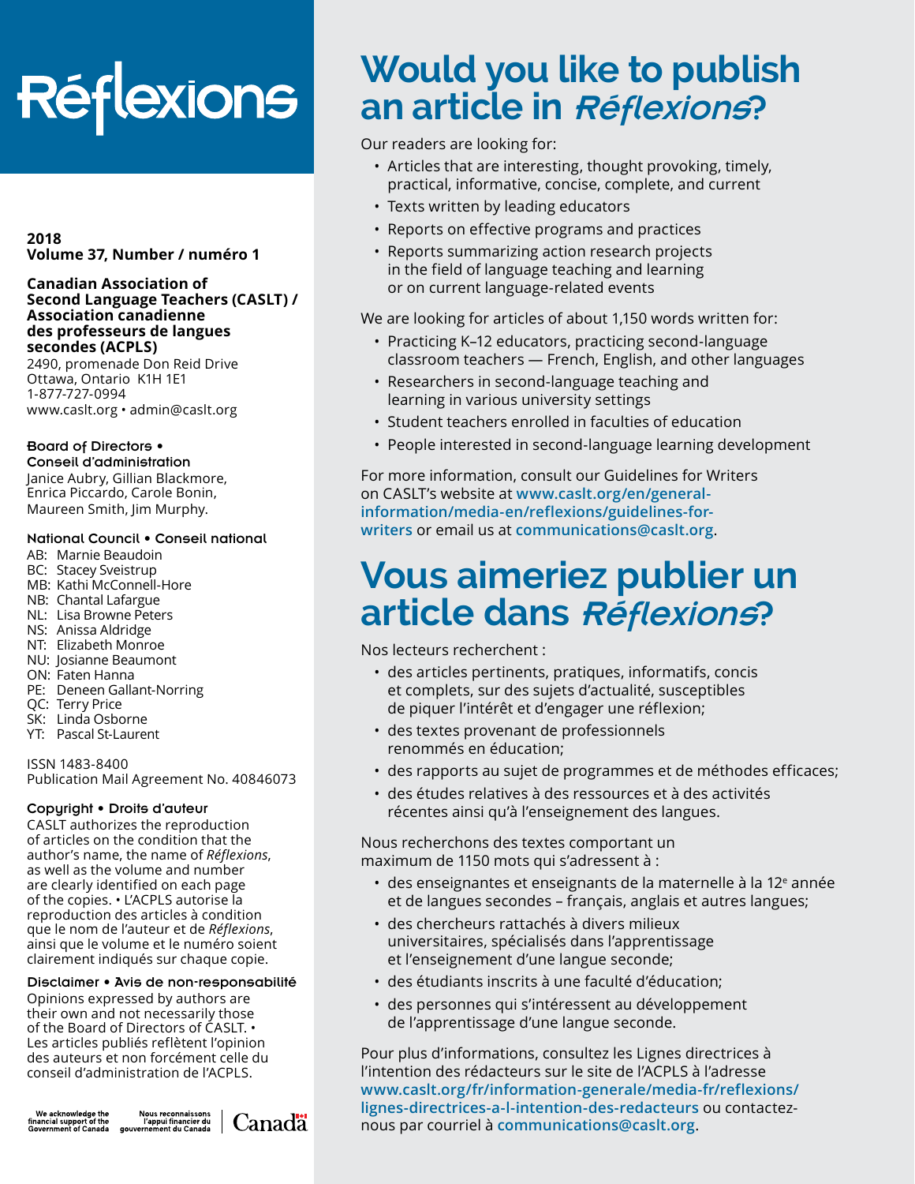# Réflexions

**2018**
**Volume 37, Number / numéro 1**

**Canadian Association of Second Language Teachers (CASLT) / Association canadienne des professeurs de langues secondes (ACPLS)**
2490, promenade Don Reid Drive
Ottawa, Ontario K1H 1E1
1-877-727-0994
www.caslt.org • admin@caslt.org

**Board of Directors • Conseil d'administration**
Janice Aubry, Gillian Blackmore, Enrica Piccardo, Carole Bonin, Maureen Smith, Jim Murphy.

**National Council • Conseil national**
AB: Marnie Beaudoin
BC: Stacey Sveistrup
MB: Kathi McConnell-Hore
NB: Chantal Lafargue
NL: Lisa Browne Peters
NS: Anissa Aldridge
NT: Elizabeth Monroe
NU: Josianne Beaumont
ON: Faten Hanna
PE: Deneen Gallant-Norring
QC: Terry Price
SK: Linda Osborne
YT: Pascal St-Laurent

ISSN 1483-8400
Publication Mail Agreement No. 40846073

**Copyright • Droits d'auteur**
CASLT authorizes the reproduction of articles on the condition that the author's name, the name of *Réflexions*, as well as the volume and number are clearly identified on each page of the copies. • L'ACPLS autorise la reproduction des articles à condition que le nom de l'auteur et de *Réflexions*, ainsi que le volume et le numéro soient clairement indiqués sur chaque copie.

**Disclaimer • Avis de non-responsabilité**
Opinions expressed by authors are their own and not necessarily those of the Board of Directors of CASLT. • Les articles publiés reflètent l'opinion des auteurs et non forcément celle du conseil d'administration de l'ACPLS.

We acknowledge the financial support of the Government of Canada
Nous reconnaissons l'appui financier du gouvernement du Canada
Canada

## Would you like to publish an article in *Réflexions*?

Our readers are looking for:

- Articles that are interesting, thought provoking, timely, practical, informative, concise, complete, and current
- Texts written by leading educators
- Reports on effective programs and practices
- Reports summarizing action research projects in the field of language teaching and learning or on current language-related events

We are looking for articles of about 1,150 words written for:

- Practicing K–12 educators, practicing second-language classroom teachers — French, English, and other languages
- Researchers in second-language teaching and learning in various university settings
- Student teachers enrolled in faculties of education
- People interested in second-language learning development

For more information, consult our Guidelines for Writers on CASLT's website at **www.caslt.org/en/general-information/media-en/reflexions/guidelines-for-writers** or email us at **communications@caslt.org**.

## Vous aimeriez publier un article dans *Réflexions*?

Nos lecteurs recherchent :

- des articles pertinents, pratiques, informatifs, concis et complets, sur des sujets d'actualité, susceptibles de piquer l'intérêt et d'engager une réflexion;
- des textes provenant de professionnels renommés en éducation;
- des rapports au sujet de programmes et de méthodes efficaces;
- des études relatives à des ressources et à des activités récentes ainsi qu'à l'enseignement des langues.

Nous recherchons des textes comportant un maximum de 1150 mots qui s'adressent à :

- des enseignantes et enseignants de la maternelle à la 12[e] année et de langues secondes – français, anglais et autres langues;
- des chercheurs rattachés à divers milieux universitaires, spécialisés dans l'apprentissage et l'enseignement d'une langue seconde;
- des étudiants inscrits à une faculté d'éducation;
- des personnes qui s'intéressent au développement de l'apprentissage d'une langue seconde.

Pour plus d'informations, consultez les Lignes directrices à l'intention des rédacteurs sur le site de l'ACPLS à l'adresse **www.caslt.org/fr/information-generale/media-fr/reflexions/lignes-directrices-a-l-intention-des-redacteurs** ou contactez-nous par courriel à **communications@caslt.org**.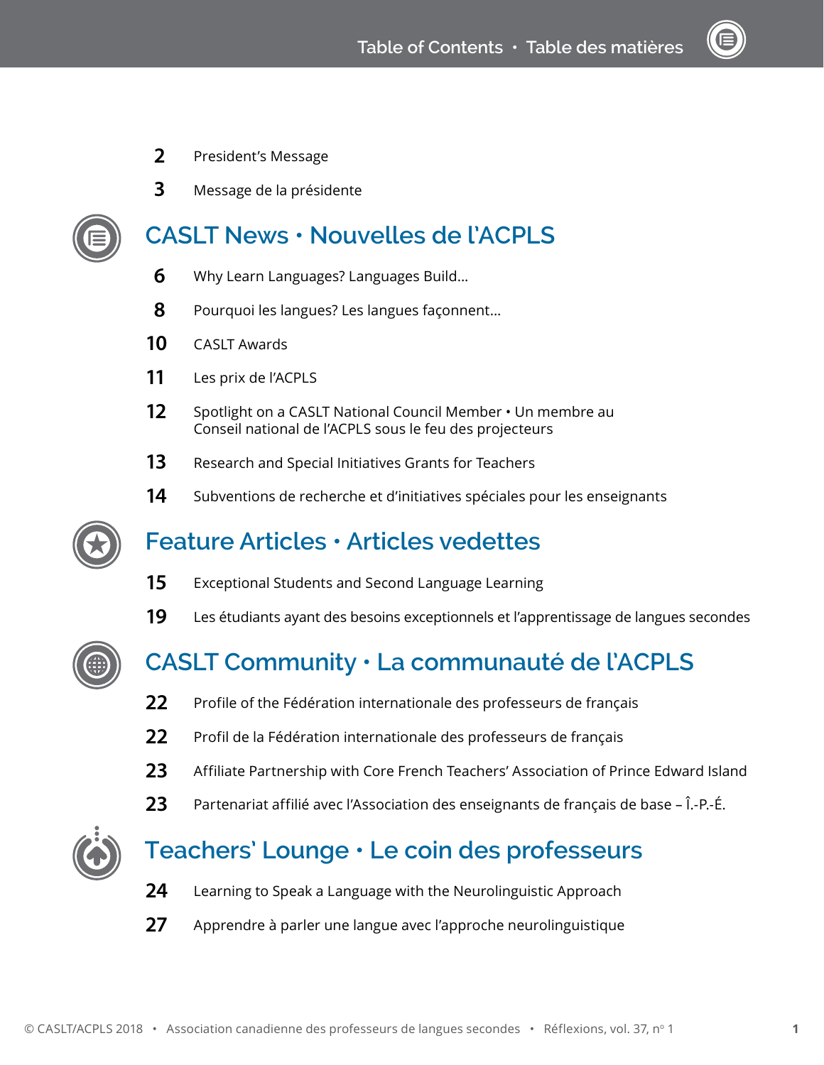# Table of Contents • Table des matières

**2** President's Message

**3** Message de la présidente

## CASLT News • Nouvelles de l'ACPLS

**6** Why Learn Languages? Languages Build…

**8** Pourquoi les langues? Les langues façonnent…

**10** CASLT Awards

**11** Les prix de l'ACPLS

**12** Spotlight on a CASLT National Council Member • Un membre au Conseil national de l'ACPLS sous le feu des projecteurs

**13** Research and Special Initiatives Grants for Teachers

**14** Subventions de recherche et d'initiatives spéciales pour les enseignants

## Feature Articles • Articles vedettes

**15** Exceptional Students and Second Language Learning

**19** Les étudiants ayant des besoins exceptionnels et l'apprentissage de langues secondes

## CASLT Community • La communauté de l'ACPLS

**22** Profile of the Fédération internationale des professeurs de français

**22** Profil de la Fédération internationale des professeurs de français

**23** Affiliate Partnership with Core French Teachers' Association of Prince Edward Island

**23** Partenariat affilié avec l'Association des enseignants de français de base – Î.-P.-É.

## Teachers' Lounge • Le coin des professeurs

**24** Learning to Speak a Language with the Neurolinguistic Approach

**27** Apprendre à parler une langue avec l'approche neurolinguistique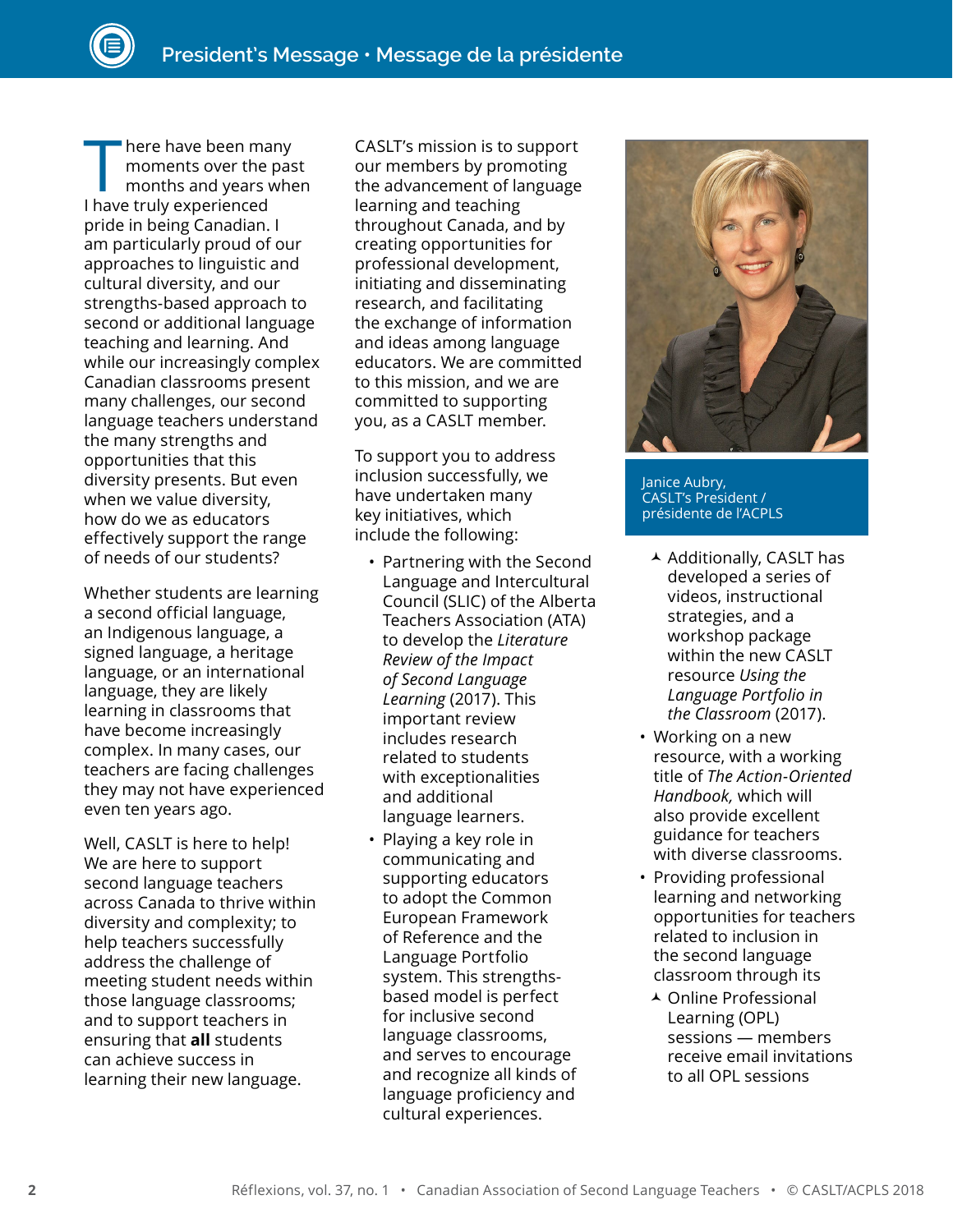# President's Message • Message de la présidente

There have been many moments over the past months and years when I have truly experienced pride in being Canadian. I am particularly proud of our approaches to linguistic and cultural diversity, and our strengths-based approach to second or additional language teaching and learning. And while our increasingly complex Canadian classrooms present many challenges, our second language teachers understand the many strengths and opportunities that this diversity presents. But even when we value diversity, how do we as educators effectively support the range of needs of our students?

Whether students are learning a second official language, an Indigenous language, a signed language, a heritage language, or an international language, they are likely learning in classrooms that have become increasingly complex. In many cases, our teachers are facing challenges they may not have experienced even ten years ago.

Well, CASLT is here to help! We are here to support second language teachers across Canada to thrive within diversity and complexity; to help teachers successfully address the challenge of meeting student needs within those language classrooms; and to support teachers in ensuring that **all** students can achieve success in learning their new language.

CASLT's mission is to support our members by promoting the advancement of language learning and teaching throughout Canada, and by creating opportunities for professional development, initiating and disseminating research, and facilitating the exchange of information and ideas among language educators. We are committed to this mission, and we are committed to supporting you, as a CASLT member.

To support you to address inclusion successfully, we have undertaken many key initiatives, which include the following:

- Partnering with the Second Language and Intercultural Council (SLIC) of the Alberta Teachers Association (ATA) to develop the *Literature Review of the Impact of Second Language Learning* (2017). This important review includes research related to students with exceptionalities and additional language learners.
- Playing a key role in communicating and supporting educators to adopt the Common European Framework of Reference and the Language Portfolio system. This strengths-based model is perfect for inclusive second language classrooms, and serves to encourage and recognize all kinds of language proficiency and cultural experiences.
  - Additionally, CASLT has developed a series of videos, instructional strategies, and a workshop package within the new CASLT resource *Using the Language Portfolio in the Classroom* (2017).
- Working on a new resource, with a working title of *The Action-Oriented Handbook,* which will also provide excellent guidance for teachers with diverse classrooms.
- Providing professional learning and networking opportunities for teachers related to inclusion in the second language classroom through its
  - Online Professional Learning (OPL) sessions — members receive email invitations to all OPL sessions

Janice Aubry,
CASLT's President / présidente de l'ACPLS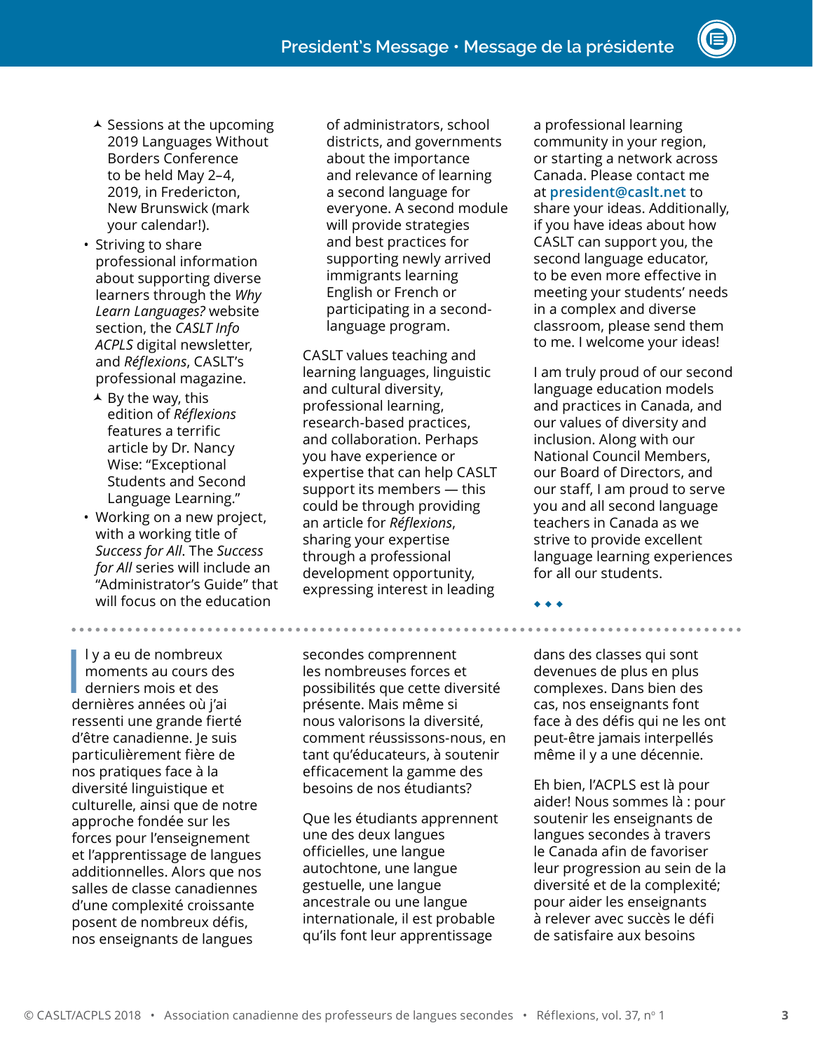- ⅄ Sessions at the upcoming 2019 Languages Without Borders Conference to be held May 2–4, 2019, in Fredericton, New Brunswick (mark your calendar!).
- Striving to share professional information about supporting diverse learners through the *Why Learn Languages?* website section, the *CASLT Info ACPLS* digital newsletter, and *Réflexions*, CASLT's professional magazine.
  - ⅄ By the way, this edition of *Réflexions* features a terrific article by Dr. Nancy Wise: "Exceptional Students and Second Language Learning."
- Working on a new project, with a working title of *Success for All*. The *Success for All* series will include an "Administrator's Guide" that will focus on the education of administrators, school districts, and governments about the importance and relevance of learning a second language for everyone. A second module will provide strategies and best practices for supporting newly arrived immigrants learning English or French or participating in a second-language program.

CASLT values teaching and learning languages, linguistic and cultural diversity, professional learning, research-based practices, and collaboration. Perhaps you have experience or expertise that can help CASLT support its members — this could be through providing an article for *Réflexions*, sharing your expertise through a professional development opportunity, expressing interest in leading a professional learning community in your region, or starting a network across Canada. Please contact me at **president@caslt.net** to share your ideas. Additionally, if you have ideas about how CASLT can support you, the second language educator, to be even more effective in meeting your students' needs in a complex and diverse classroom, please send them to me. I welcome your ideas!

I am truly proud of our second language education models and practices in Canada, and our values of diversity and inclusion. Along with our National Council Members, our Board of Directors, and our staff, I am proud to serve you and all second language teachers in Canada as we strive to provide excellent language learning experiences for all our students.

◆ ◆ ◆

---

Il y a eu de nombreux moments au cours des derniers mois et des dernières années où j'ai ressenti une grande fierté d'être canadienne. Je suis particulièrement fière de nos pratiques face à la diversité linguistique et culturelle, ainsi que de notre approche fondée sur les forces pour l'enseignement et l'apprentissage de langues additionnelles. Alors que nos salles de classe canadiennes d'une complexité croissante posent de nombreux défis, nos enseignants de langues secondes comprennent les nombreuses forces et possibilités que cette diversité présente. Mais même si nous valorisons la diversité, comment réussissons-nous, en tant qu'éducateurs, à soutenir efficacement la gamme des besoins de nos étudiants?

Que les étudiants apprennent une des deux langues officielles, une langue autochtone, une langue gestuelle, une langue ancestrale ou une langue internationale, il est probable qu'ils font leur apprentissage dans des classes qui sont devenues de plus en plus complexes. Dans bien des cas, nos enseignants font face à des défis qui ne les ont peut-être jamais interpellés même il y a une décennie.

Eh bien, l'ACPLS est là pour aider! Nous sommes là : pour soutenir les enseignants de langues secondes à travers le Canada afin de favoriser leur progression au sein de la diversité et de la complexité; pour aider les enseignants à relever avec succès le défi de satisfaire aux besoins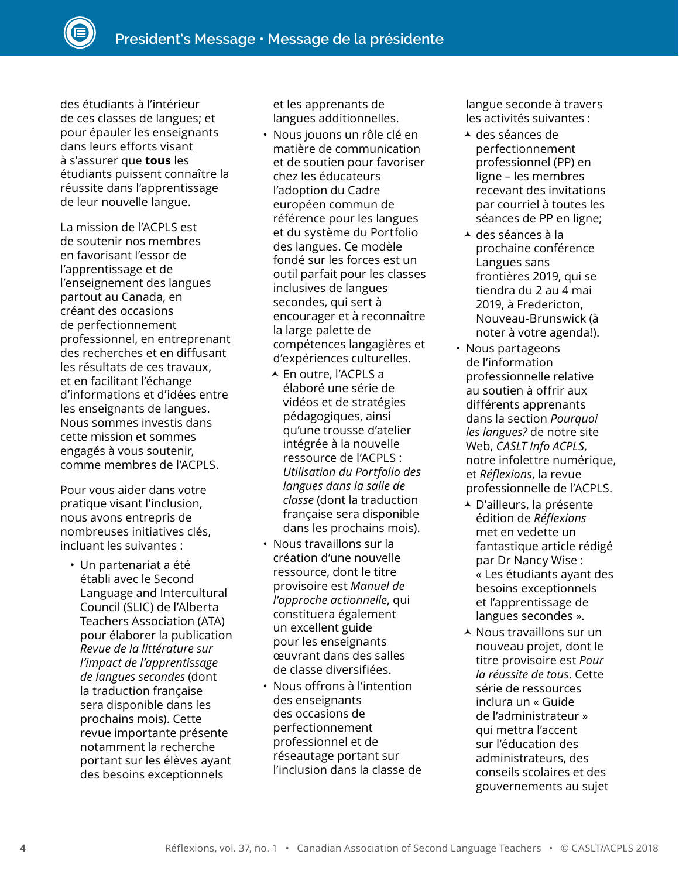des étudiants à l'intérieur de ces classes de langues; et pour épauler les enseignants dans leurs efforts visant à s'assurer que **tous** les étudiants puissent connaître la réussite dans l'apprentissage de leur nouvelle langue.

La mission de l'ACPLS est de soutenir nos membres en favorisant l'essor de l'apprentissage et de l'enseignement des langues partout au Canada, en créant des occasions de perfectionnement professionnel, en entreprenant des recherches et en diffusant les résultats de ces travaux, et en facilitant l'échange d'informations et d'idées entre les enseignants de langues. Nous sommes investis dans cette mission et sommes engagés à vous soutenir, comme membres de l'ACPLS.

Pour vous aider dans votre pratique visant l'inclusion, nous avons entrepris de nombreuses initiatives clés, incluant les suivantes :

- Un partenariat a été établi avec le Second Language and Intercultural Council (SLIC) de l'Alberta Teachers Association (ATA) pour élaborer la publication *Revue de la littérature sur l'impact de l'apprentissage de langues secondes* (dont la traduction française sera disponible dans les prochains mois). Cette revue importante présente notamment la recherche portant sur les élèves ayant des besoins exceptionnels et les apprenants de langues additionnelles.
- Nous jouons un rôle clé en matière de communication et de soutien pour favoriser chez les éducateurs l'adoption du Cadre européen commun de référence pour les langues et du système du Portfolio des langues. Ce modèle fondé sur les forces est un outil parfait pour les classes inclusives de langues secondes, qui sert à encourager et à reconnaître la large palette de compétences langagières et d'expériences culturelles.
  - En outre, l'ACPLS a élaboré une série de vidéos et de stratégies pédagogiques, ainsi qu'une trousse d'atelier intégrée à la nouvelle ressource de l'ACPLS : *Utilisation du Portfolio des langues dans la salle de classe* (dont la traduction française sera disponible dans les prochains mois).
- Nous travaillons sur la création d'une nouvelle ressource, dont le titre provisoire est *Manuel de l'approche actionnelle*, qui constituera également un excellent guide pour les enseignants œuvrant dans des salles de classe diversifiées.
- Nous offrons à l'intention des enseignants des occasions de perfectionnement professionnel et de réseautage portant sur l'inclusion dans la classe de langue seconde à travers les activités suivantes :
  - des séances de perfectionnement professionnel (PP) en ligne – les membres recevant des invitations par courriel à toutes les séances de PP en ligne;
  - des séances à la prochaine conférence Langues sans frontières 2019, qui se tiendra du 2 au 4 mai 2019, à Fredericton, Nouveau-Brunswick (à noter à votre agenda!).
- Nous partageons de l'information professionnelle relative au soutien à offrir aux différents apprenants dans la section *Pourquoi les langues?* de notre site Web, *CASLT Info ACPLS*, notre infolettre numérique, et *Réflexions*, la revue professionnelle de l'ACPLS.
  - D'ailleurs, la présente édition de *Réflexions* met en vedette un fantastique article rédigé par Dr Nancy Wise : « Les étudiants ayant des besoins exceptionnels et l'apprentissage de langues secondes ».
  - Nous travaillons sur un nouveau projet, dont le titre provisoire est *Pour la réussite de tous*. Cette série de ressources inclura un « Guide de l'administrateur » qui mettra l'accent sur l'éducation des administrateurs, des conseils scolaires et des gouvernements au sujet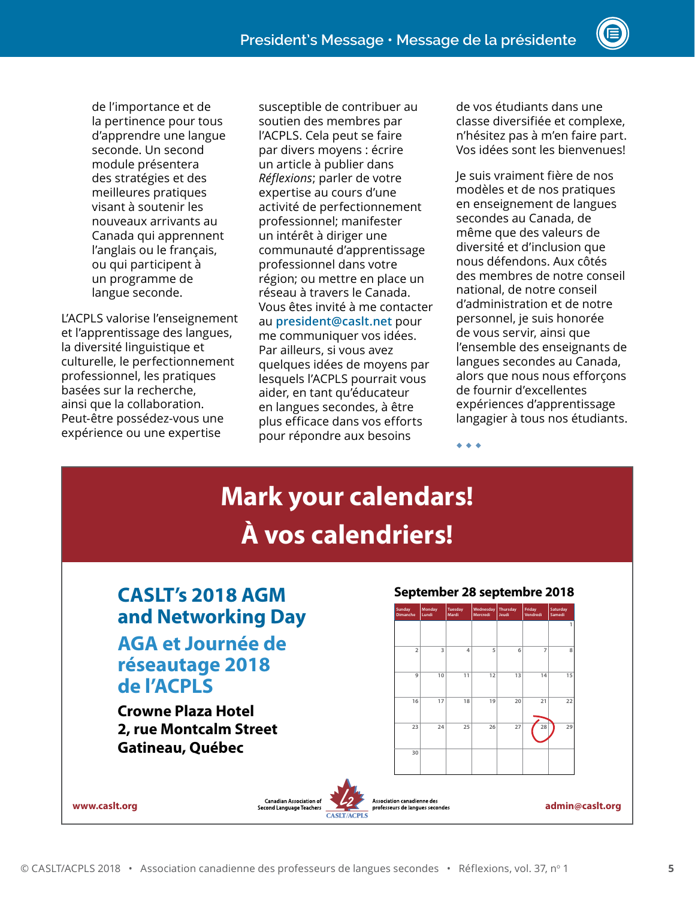de l'importance et de la pertinence pour tous d'apprendre une langue seconde. Un second module présentera des stratégies et des meilleures pratiques visant à soutenir les nouveaux arrivants au Canada qui apprennent l'anglais ou le français, ou qui participent à un programme de langue seconde.

L'ACPLS valorise l'enseignement et l'apprentissage des langues, la diversité linguistique et culturelle, le perfectionnement professionnel, les pratiques basées sur la recherche, ainsi que la collaboration. Peut-être possédez-vous une expérience ou une expertise susceptible de contribuer au soutien des membres par l'ACPLS. Cela peut se faire par divers moyens : écrire un article à publier dans *Réflexions*; parler de votre expertise au cours d'une activité de perfectionnement professionnel; manifester un intérêt à diriger une communauté d'apprentissage professionnel dans votre région; ou mettre en place un réseau à travers le Canada. Vous êtes invité à me contacter au president@caslt.net pour me communiquer vos idées. Par ailleurs, si vous avez quelques idées de moyens par lesquels l'ACPLS pourrait vous aider, en tant qu'éducateur en langues secondes, à être plus efficace dans vos efforts pour répondre aux besoins de vos étudiants dans une classe diversifiée et complexe, n'hésitez pas à m'en faire part. Vos idées sont les bienvenues!

Je suis vraiment fière de nos modèles et de nos pratiques en enseignement de langues secondes au Canada, de même que des valeurs de diversité et d'inclusion que nous défendons. Aux côtés des membres de notre conseil national, de notre conseil d'administration et de notre personnel, je suis honorée de vous servir, ainsi que l'ensemble des enseignants de langues secondes au Canada, alors que nous nous efforçons de fournir d'excellentes expériences d'apprentissage langagier à tous nos étudiants.

◆ ◆ ◆

# Mark your calendars!
# À vos calendriers!

## CASLT's 2018 AGM and Networking Day

## AGA et Journée de réseautage 2018 de l'ACPLS

**Crowne Plaza Hotel**
**2, rue Montcalm Street**
**Gatineau, Québec**

**September 28 septembre 2018**

| Sunday Dimanche | Monday Lundi | Tuesday Mardi | Wednesday Mercredi | Thursday Jeudi | Friday Vendredi | Saturday Samedi |
|---|---|---|---|---|---|---|
| | | | | | | 1 |
| 2 | 3 | 4 | 5 | 6 | 7 | 8 |
| 9 | 10 | 11 | 12 | 13 | 14 | 15 |
| 16 | 17 | 18 | 19 | 20 | 21 | 22 |
| 23 | 24 | 25 | 26 | 27 | 28 | 29 |
| 30 | | | | | | |

www.caslt.org

Canadian Association of Second Language Teachers · CASLT/ACPLS · Association canadienne des professeurs de langues secondes

admin@caslt.org